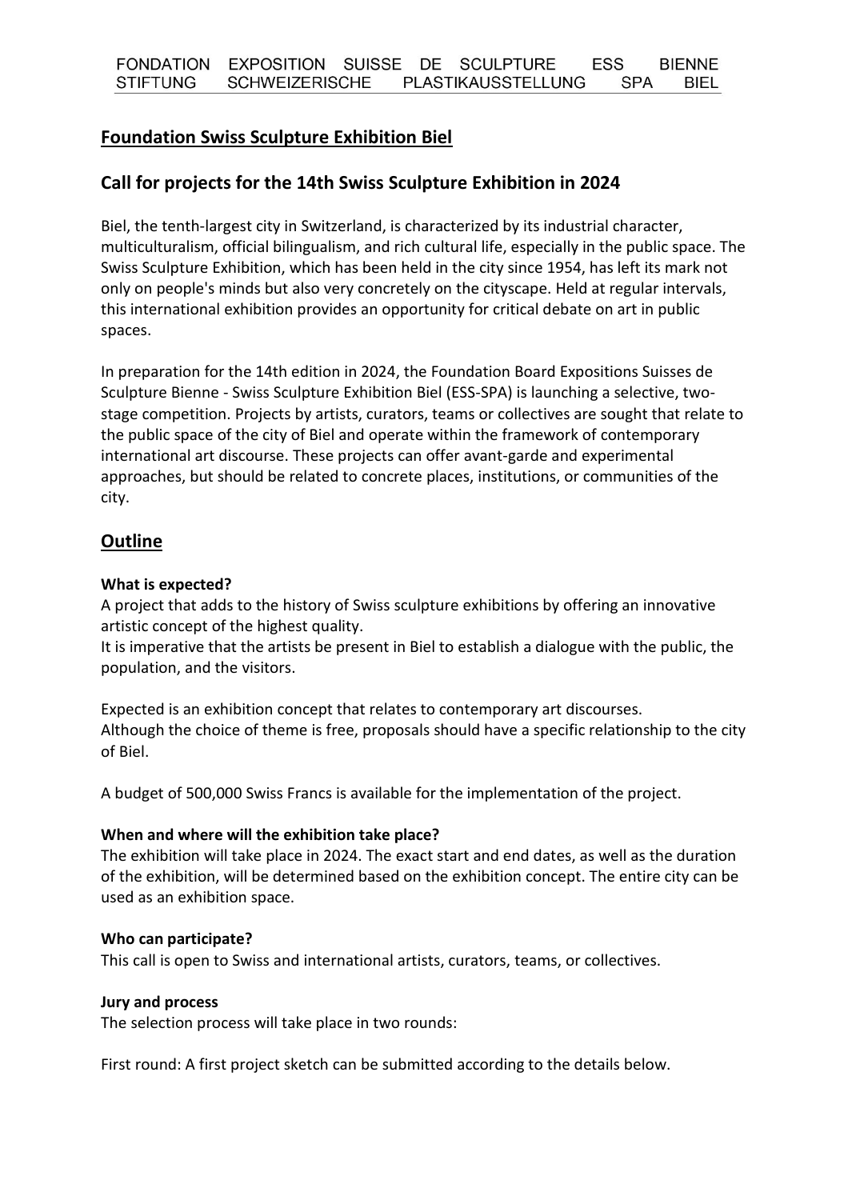FONDATION EXPOSITION SUISSE DE SCULPTURE ESS BIENNE
STIFTUNG SCHWEIZERISCHE PLASTIKAUSSTELLUNG SPA BIEL

# Foundation Swiss Sculpture Exhibition Biel

## Call for projects for the 14th Swiss Sculpture Exhibition in 2024

Biel, the tenth-largest city in Switzerland, is characterized by its industrial character, multiculturalism, official bilingualism, and rich cultural life, especially in the public space. The Swiss Sculpture Exhibition, which has been held in the city since 1954, has left its mark not only on people's minds but also very concretely on the cityscape. Held at regular intervals, this international exhibition provides an opportunity for critical debate on art in public spaces.

In preparation for the 14th edition in 2024, the Foundation Board Expositions Suisses de Sculpture Bienne - Swiss Sculpture Exhibition Biel (ESS-SPA) is launching a selective, two-stage competition. Projects by artists, curators, teams or collectives are sought that relate to the public space of the city of Biel and operate within the framework of contemporary international art discourse. These projects can offer avant-garde and experimental approaches, but should be related to concrete places, institutions, or communities of the city.

## Outline

**What is expected?**

A project that adds to the history of Swiss sculpture exhibitions by offering an innovative artistic concept of the highest quality.
It is imperative that the artists be present in Biel to establish a dialogue with the public, the population, and the visitors.

Expected is an exhibition concept that relates to contemporary art discourses.
Although the choice of theme is free, proposals should have a specific relationship to the city of Biel.

A budget of 500,000 Swiss Francs is available for the implementation of the project.

**When and where will the exhibition take place?**

The exhibition will take place in 2024. The exact start and end dates, as well as the duration of the exhibition, will be determined based on the exhibition concept. The entire city can be used as an exhibition space.

**Who can participate?**

This call is open to Swiss and international artists, curators, teams, or collectives.

**Jury and process**

The selection process will take place in two rounds:

First round: A first project sketch can be submitted according to the details below.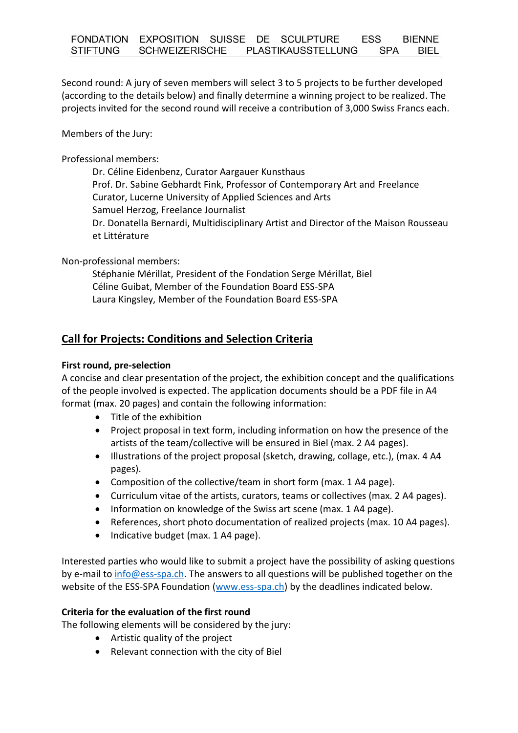Second round: A jury of seven members will select 3 to 5 projects to be further developed (according to the details below) and finally determine a winning project to be realized. The projects invited for the second round will receive a contribution of 3,000 Swiss Francs each.

Members of the Jury:

Professional members:

Dr. Céline Eidenbenz, Curator Aargauer Kunsthaus
Prof. Dr. Sabine Gebhardt Fink, Professor of Contemporary Art and Freelance Curator, Lucerne University of Applied Sciences and Arts
Samuel Herzog, Freelance Journalist
Dr. Donatella Bernardi, Multidisciplinary Artist and Director of the Maison Rousseau et Littérature

Non-professional members:

Stéphanie Mérillat, President of the Fondation Serge Mérillat, Biel
Céline Guibat, Member of the Foundation Board ESS-SPA
Laura Kingsley, Member of the Foundation Board ESS-SPA

## Call for Projects: Conditions and Selection Criteria

**First round, pre-selection**

A concise and clear presentation of the project, the exhibition concept and the qualifications of the people involved is expected. The application documents should be a PDF file in A4 format (max. 20 pages) and contain the following information:

- Title of the exhibition
- Project proposal in text form, including information on how the presence of the artists of the team/collective will be ensured in Biel (max. 2 A4 pages).
- Illustrations of the project proposal (sketch, drawing, collage, etc.), (max. 4 A4 pages).
- Composition of the collective/team in short form (max. 1 A4 page).
- Curriculum vitae of the artists, curators, teams or collectives (max. 2 A4 pages).
- Information on knowledge of the Swiss art scene (max. 1 A4 page).
- References, short photo documentation of realized projects (max. 10 A4 pages).
- Indicative budget (max. 1 A4 page).

Interested parties who would like to submit a project have the possibility of asking questions by e-mail to info@ess-spa.ch. The answers to all questions will be published together on the website of the ESS-SPA Foundation (www.ess-spa.ch) by the deadlines indicated below.

**Criteria for the evaluation of the first round**

The following elements will be considered by the jury:

- Artistic quality of the project
- Relevant connection with the city of Biel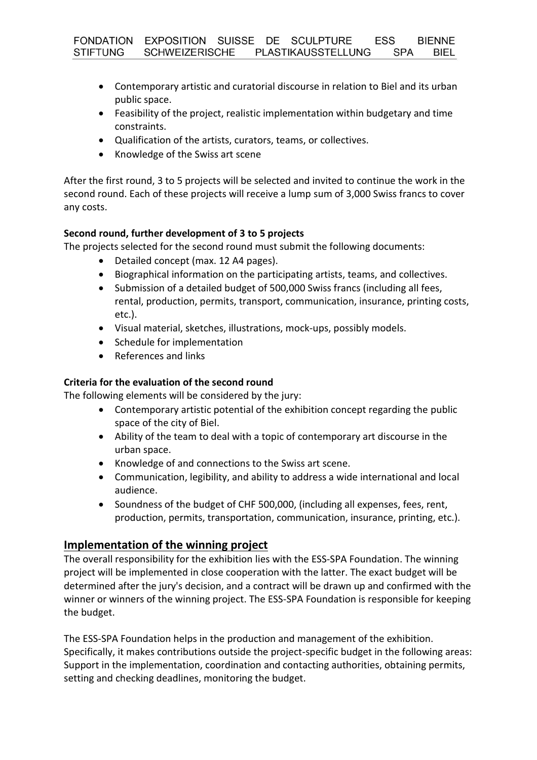- Contemporary artistic and curatorial discourse in relation to Biel and its urban public space.
- Feasibility of the project, realistic implementation within budgetary and time constraints.
- Qualification of the artists, curators, teams, or collectives.
- Knowledge of the Swiss art scene

After the first round, 3 to 5 projects will be selected and invited to continue the work in the second round. Each of these projects will receive a lump sum of 3,000 Swiss francs to cover any costs.

**Second round, further development of 3 to 5 projects**

The projects selected for the second round must submit the following documents:

- Detailed concept (max. 12 A4 pages).
- Biographical information on the participating artists, teams, and collectives.
- Submission of a detailed budget of 500,000 Swiss francs (including all fees, rental, production, permits, transport, communication, insurance, printing costs, etc.).
- Visual material, sketches, illustrations, mock-ups, possibly models.
- Schedule for implementation
- References and links

**Criteria for the evaluation of the second round**

The following elements will be considered by the jury:

- Contemporary artistic potential of the exhibition concept regarding the public space of the city of Biel.
- Ability of the team to deal with a topic of contemporary art discourse in the urban space.
- Knowledge of and connections to the Swiss art scene.
- Communication, legibility, and ability to address a wide international and local audience.
- Soundness of the budget of CHF 500,000, (including all expenses, fees, rent, production, permits, transportation, communication, insurance, printing, etc.).

## Implementation of the winning project

The overall responsibility for the exhibition lies with the ESS-SPA Foundation. The winning project will be implemented in close cooperation with the latter. The exact budget will be determined after the jury's decision, and a contract will be drawn up and confirmed with the winner or winners of the winning project. The ESS-SPA Foundation is responsible for keeping the budget.

The ESS-SPA Foundation helps in the production and management of the exhibition. Specifically, it makes contributions outside the project-specific budget in the following areas: Support in the implementation, coordination and contacting authorities, obtaining permits, setting and checking deadlines, monitoring the budget.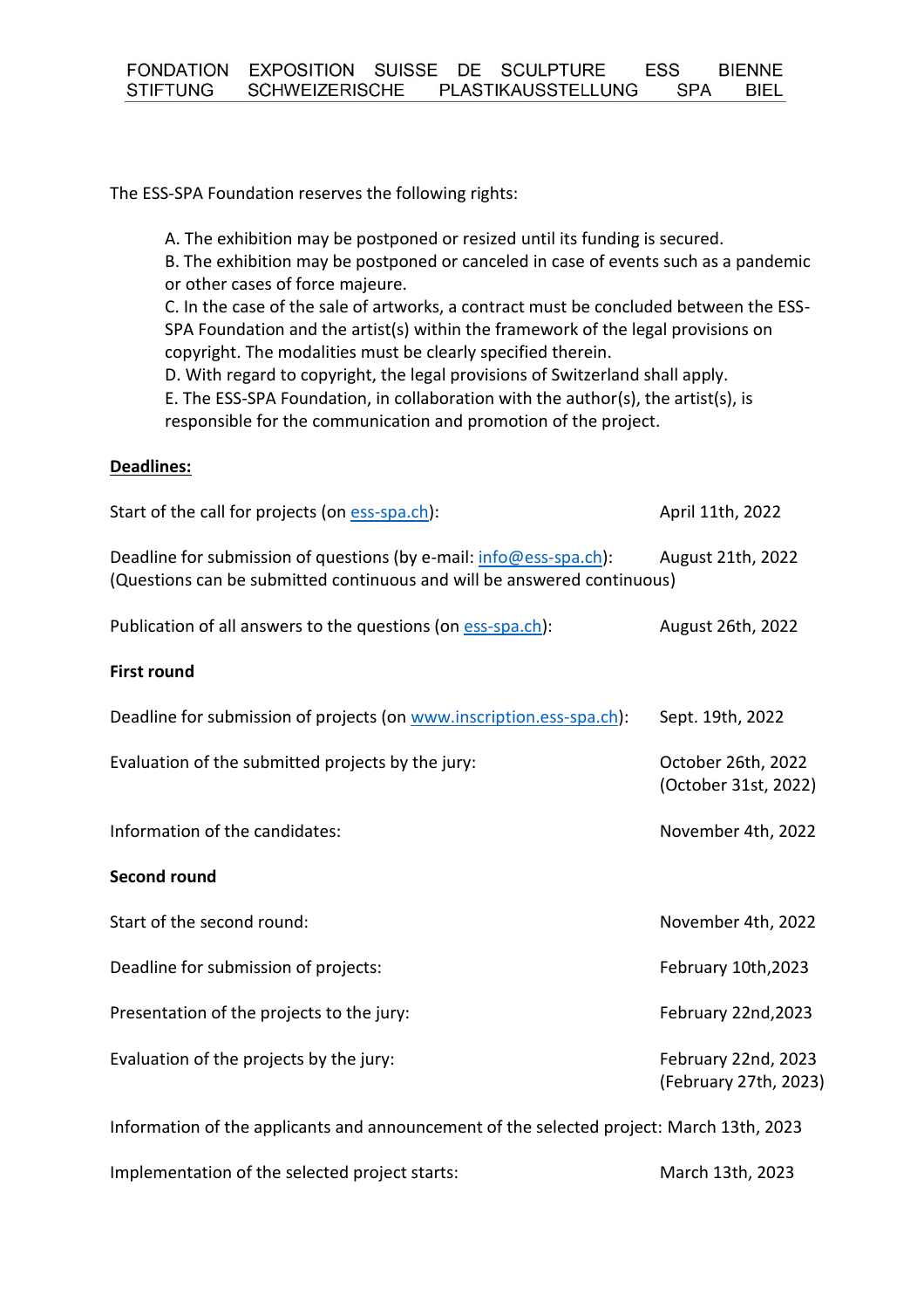The ESS-SPA Foundation reserves the following rights:

A. The exhibition may be postponed or resized until its funding is secured.
B. The exhibition may be postponed or canceled in case of events such as a pandemic or other cases of force majeure.
C. In the case of the sale of artworks, a contract must be concluded between the ESS-SPA Foundation and the artist(s) within the framework of the legal provisions on copyright. The modalities must be clearly specified therein.
D. With regard to copyright, the legal provisions of Switzerland shall apply.
E. The ESS-SPA Foundation, in collaboration with the author(s), the artist(s), is responsible for the communication and promotion of the project.

**Deadlines:**

Start of the call for projects (on ess-spa.ch): April 11th, 2022

Deadline for submission of questions (by e-mail: info@ess-spa.ch): August 21th, 2022
(Questions can be submitted continuous and will be answered continuous)

Publication of all answers to the questions (on ess-spa.ch): August 26th, 2022

**First round**

Deadline for submission of projects (on www.inscription.ess-spa.ch): Sept. 19th, 2022

Evaluation of the submitted projects by the jury: October 26th, 2022 (October 31st, 2022)

Information of the candidates: November 4th, 2022

**Second round**

Start of the second round: November 4th, 2022

Deadline for submission of projects: February 10th,2023

Presentation of the projects to the jury: February 22nd,2023

Evaluation of the projects by the jury: February 22nd, 2023 (February 27th, 2023)

Information of the applicants and announcement of the selected project: March 13th, 2023

Implementation of the selected project starts: March 13th, 2023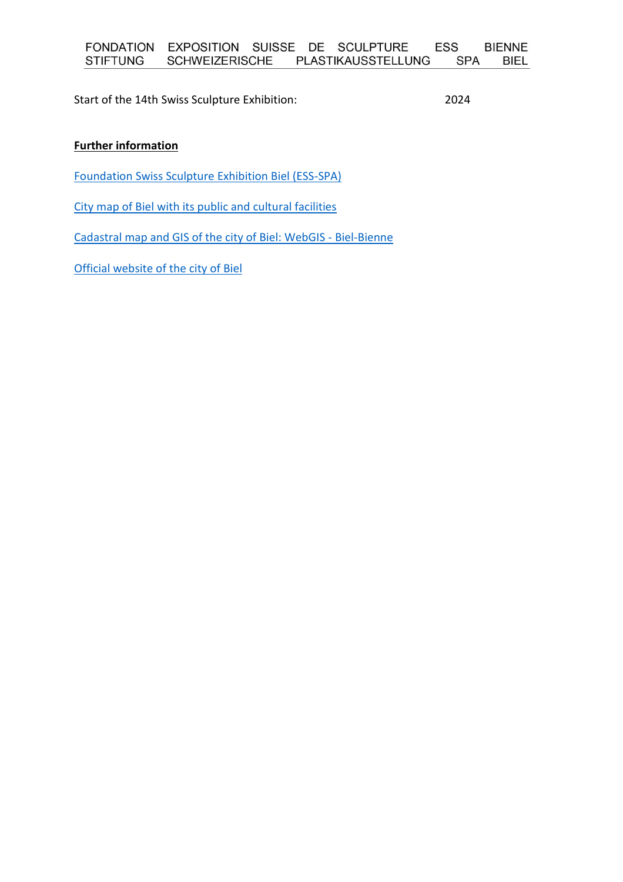Start of the 14th Swiss Sculpture Exhibition: 2024

**Further information**

Foundation Swiss Sculpture Exhibition Biel (ESS-SPA)

City map of Biel with its public and cultural facilities

Cadastral map and GIS of the city of Biel: WebGIS - Biel-Bienne

Official website of the city of Biel